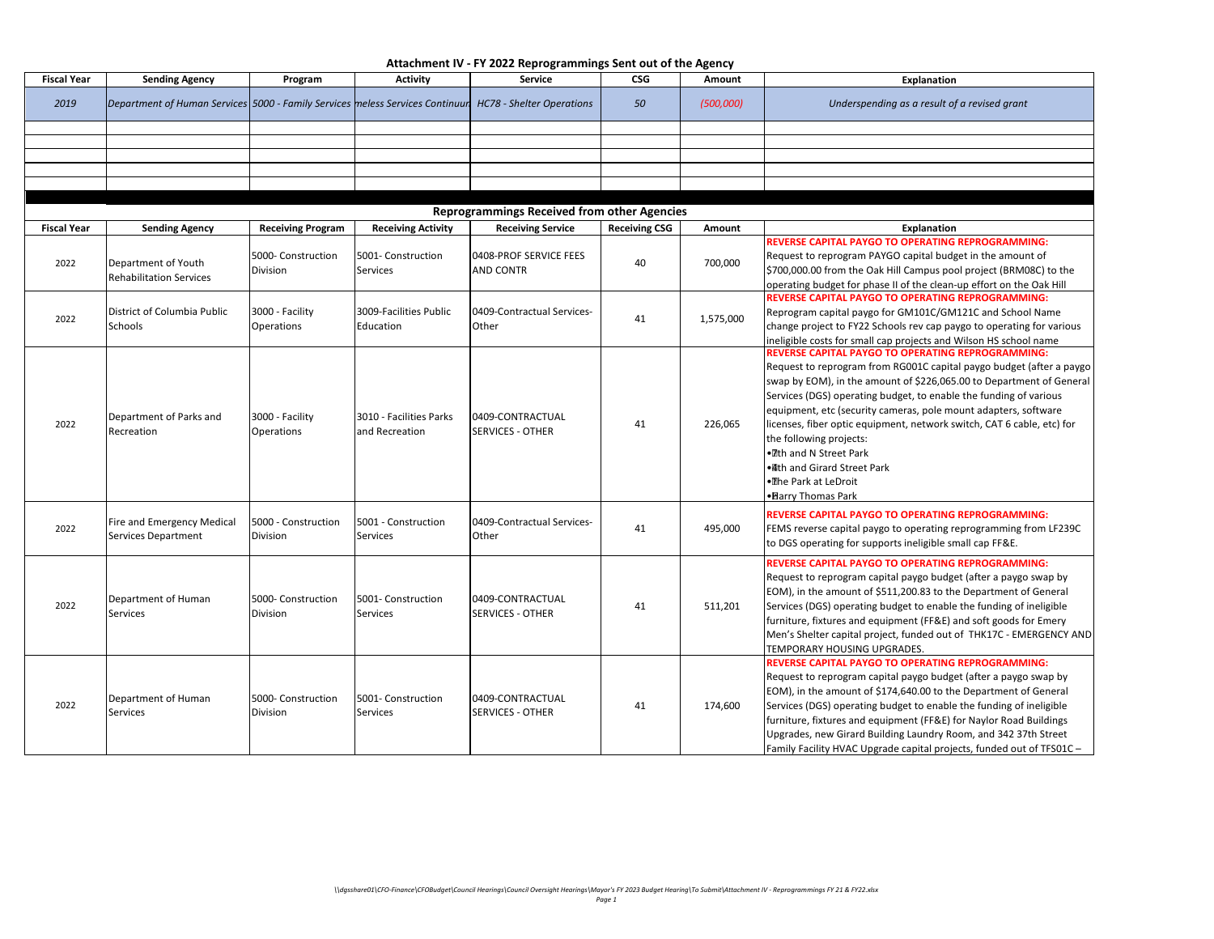# Attachment IV - FY 2022 Reprogrammings Sent out of the Agency

| Fiscal Year | Sending Agency | Program | Activity | Service | CSG | Amount | Explanation |
|---|---|---|---|---|---|---|---|
| *2019* | *Department of Human Services* | *5000 - Family Services* | *meless Services Continuum* | *HC78 - Shelter Operations* | *50* | *(500,000)* | *Underspending as a result of a revised grant* |
| | | | | | | | |
| | | | | | | | |
| | | | | | | | |
| | | | | | | | |
| | | | | | | | |

## Reprogrammings Received from other Agencies

| Fiscal Year | Sending Agency | Receiving Program | Receiving Activity | Receiving Service | Receiving CSG | Amount | Explanation |
|---|---|---|---|---|---|---|---|
| 2022 | Department of Youth Rehabilitation Services | 5000- Construction Division | 5001- Construction Services | 0408-PROF SERVICE FEES AND CONTR | 40 | 700,000 | **REVERSE CAPITAL PAYGO TO OPERATING REPROGRAMMING:** Request to reprogram PAYGO capital budget in the amount of $700,000.00 from the Oak Hill Campus pool project (BRM08C) to the operating budget for phase II of the clean-up effort on the Oak Hill |
| 2022 | District of Columbia Public Schools | 3000 - Facility Operations | 3009-Facilities Public Education | 0409-Contractual Services-Other | 41 | 1,575,000 | **REVERSE CAPITAL PAYGO TO OPERATING REPROGRAMMING:** Reprogram capital paygo for GM101C/GM121C and School Name change project to FY22 Schools rev cap paygo to operating for various ineligible costs for small cap projects and Wilson HS school name |
| 2022 | Department of Parks and Recreation | 3000 - Facility Operations | 3010 - Facilities Parks and Recreation | 0409-CONTRACTUAL SERVICES - OTHER | 41 | 226,065 | **REVERSE CAPITAL PAYGO TO OPERATING REPROGRAMMING:** Request to reprogram from RG001C capital paygo budget (after a paygo swap by EOM), in the amount of $226,065.00 to Department of General Services (DGS) operating budget, to enable the funding of various equipment, etc (security cameras, pole mount adapters, software licenses, fiber optic equipment, network switch, CAT 6 cable, etc) for the following projects: •7th and N Street Park •4th and Girard Street Park •The Park at LeDroit •Harry Thomas Park |
| 2022 | Fire and Emergency Medical Services Department | 5000 - Construction Division | 5001 - Construction Services | 0409-Contractual Services-Other | 41 | 495,000 | **REVERSE CAPITAL PAYGO TO OPERATING REPROGRAMMING:** FEMS reverse capital paygo to operating reprogramming from LF239C to DGS operating for supports ineligible small cap FF&E. |
| 2022 | Department of Human Services | 5000- Construction Division | 5001- Construction Services | 0409-CONTRACTUAL SERVICES - OTHER | 41 | 511,201 | **REVERSE CAPITAL PAYGO TO OPERATING REPROGRAMMING:** Request to reprogram capital paygo budget (after a paygo swap by EOM), in the amount of $511,200.83 to the Department of General Services (DGS) operating budget to enable the funding of ineligible furniture, fixtures and equipment (FF&E) and soft goods for Emery Men's Shelter capital project, funded out of THK17C - EMERGENCY AND TEMPORARY HOUSING UPGRADES. |
| 2022 | Department of Human Services | 5000- Construction Division | 5001- Construction Services | 0409-CONTRACTUAL SERVICES - OTHER | 41 | 174,600 | **REVERSE CAPITAL PAYGO TO OPERATING REPROGRAMMING:** Request to reprogram capital paygo budget (after a paygo swap by EOM), in the amount of $174,640.00 to the Department of General Services (DGS) operating budget to enable the funding of ineligible furniture, fixtures and equipment (FF&E) for Naylor Road Buildings Upgrades, new Girard Building Laundry Room, and 342 37th Street Family Facility HVAC Upgrade capital projects, funded out of TFS01C – |

\\dgsshare01\CFO-Finance\CFOBudget\Council Hearings\Council Oversight Hearings\Mayor's FY 2023 Budget Hearing\To Submit\Attachment IV - Reprogrammings FY 21 & FY22.xlsx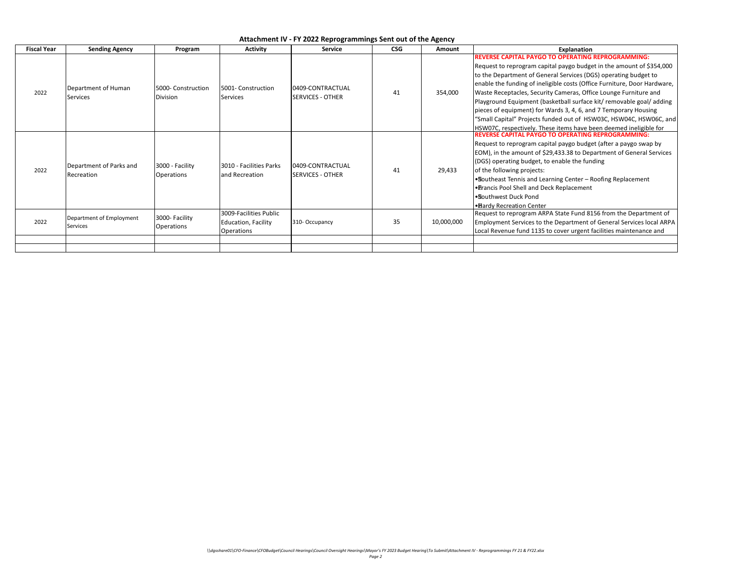## Attachment IV - FY 2022 Reprogrammings Sent out of the Agency

| Fiscal Year | Sending Agency | Program | Activity | Service | CSG | Amount | Explanation |
|---|---|---|---|---|---|---|---|
| 2022 | Department of Human Services | 5000- Construction Division | 5001- Construction Services | 0409-CONTRACTUAL SERVICES - OTHER | 41 | 354,000 | **REVERSE CAPITAL PAYGO TO OPERATING REPROGRAMMING:** Request to reprogram capital paygo budget in the amount of $354,000 to the Department of General Services (DGS) operating budget to enable the funding of ineligible costs (Office Furniture, Door Hardware, Waste Receptacles, Security Cameras, Office Lounge Furniture and Playground Equipment (basketball surface kit/ removable goal/ adding pieces of equipment) for Wards 3, 4, 6, and 7 Temporary Housing "Small Capital" Projects funded out of HSW03C, HSW04C, HSW06C, and HSW07C, respectively. These items have been deemed ineligible for |
| 2022 | Department of Parks and Recreation | 3000 - Facility Operations | 3010 - Facilities Parks and Recreation | 0409-CONTRACTUAL SERVICES - OTHER | 41 | 29,433 | **REVERSE CAPITAL PAYGO TO OPERATING REPROGRAMMING:** Request to reprogram capital paygo budget (after a paygo swap by EOM), in the amount of $29,433.38 to Department of General Services (DGS) operating budget, to enable the funding of the following projects: • Southeast Tennis and Learning Center – Roofing Replacement • Francis Pool Shell and Deck Replacement • Southwest Duck Pond • Hardy Recreation Center |
| 2022 | Department of Employment Services | 3000- Facility Operations | 3009-Facilities Public Education, Facility Operations | 310- Occupancy | 35 | 10,000,000 | Request to reprogram ARPA State Fund 8156 from the Department of Employment Services to the Department of General Services local ARPA Local Revenue fund 1135 to cover urgent facilities maintenance and |
| | | | | | | | |
| | | | | | | | |

*\\dgsshare01\CFO-Finance\CFOBudget\Council Hearings\Council Oversight Hearings\Mayor's FY 2023 Budget Hearing\To Submit\Attachment IV - Reprogrammings FY 21 & FY22.xlsx*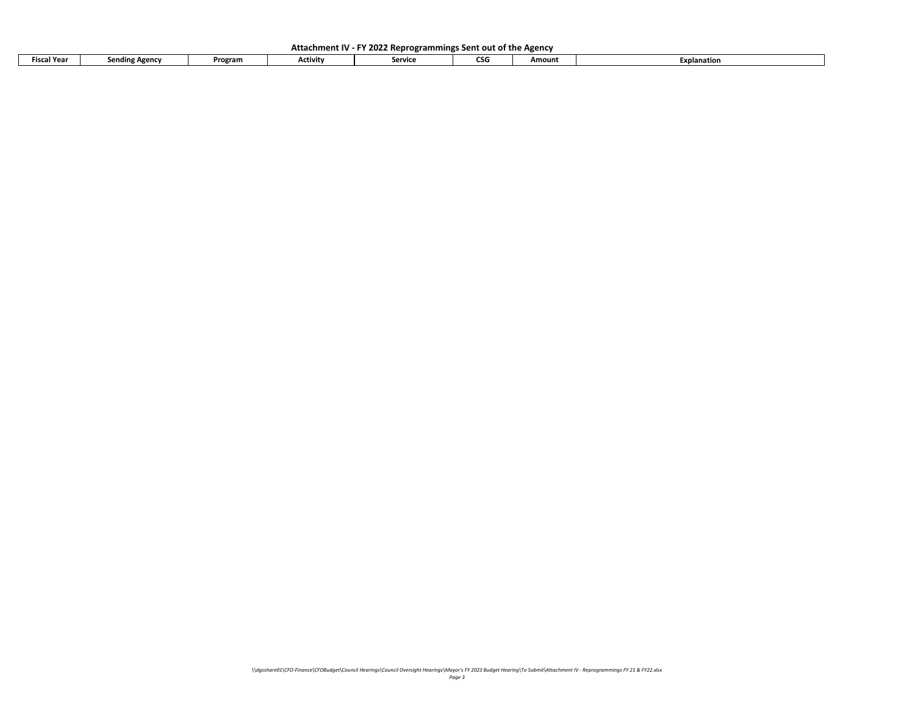## Attachment IV - FY 2022 Reprogrammings Sent out of the Agency

| Fiscal Year | Sending Agency | Program | Activity | Service | CSG | Amount | Explanation |
|---|---|---|---|---|---|---|---|

*\\dgsshare01\CFO-Finance\CFOBudget\Council Hearings\Council Oversight Hearings\Mayor's FY 2023 Budget Hearing\To Submit\Attachment IV - Reprogrammings FY 21 & FY22.xlsx*